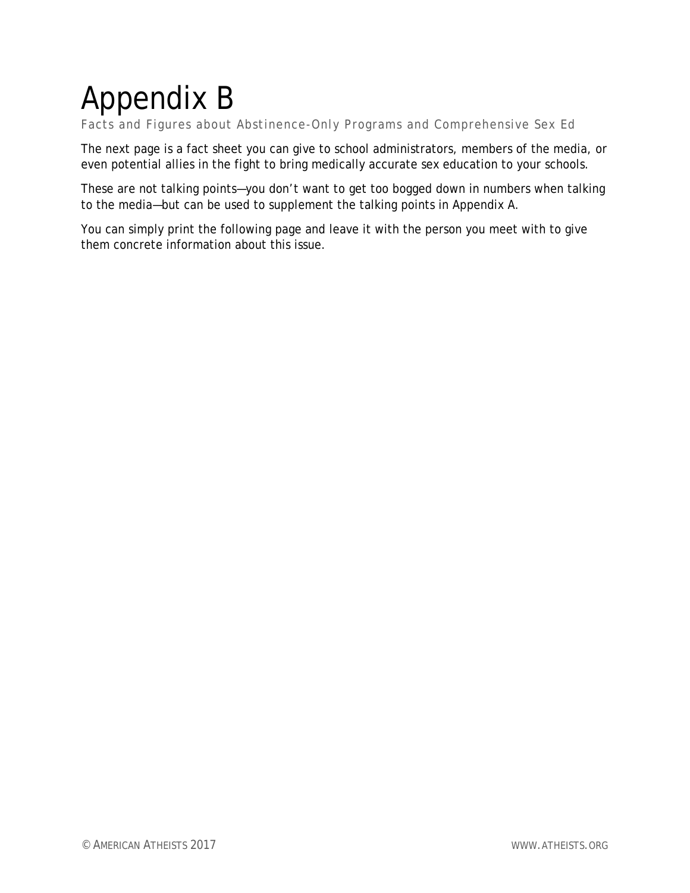# Appendix B

*Facts and Figures about Abstinence-Only Programs and Comprehensive Sex Ed*

The next page is a fact sheet you can give to school administrators, members of the media, or even potential allies in the fight to bring medically accurate sex education to your schools.

These are not talking points—you don't want to get too bogged down in numbers when talking to the media—but can be used to supplement the talking points in Appendix A.

You can simply print the following page and leave it with the person you meet with to give them concrete information about this issue.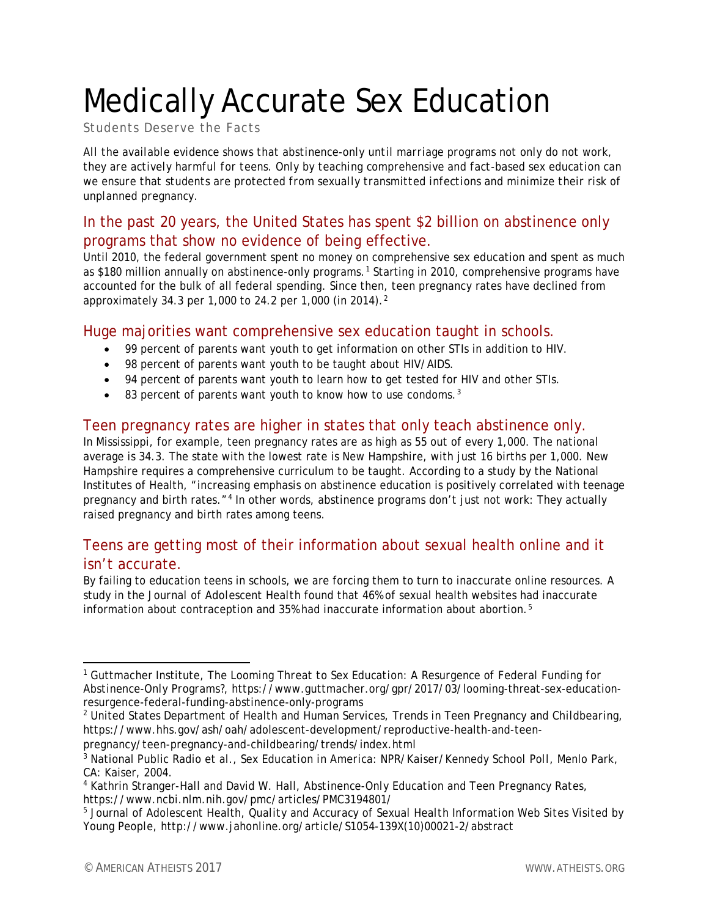# Medically Accurate Sex Education

Students Deserve the Facts

*All the available evidence shows that abstinence-only until marriage programs not only do not work, they are actively harmful for teens. Only by teaching comprehensive and fact-based sex education can we ensure that students are protected from sexually transmitted infections and minimize their risk of unplanned pregnancy.*

## In the past 20 years, the United States has spent $2 billion on abstinence only programs that show no evidence of being effective.

Until 2010, the federal government spent no money on comprehensive sex education and spent as much as $180 million annually on abstinence-only programs.[1] Starting in 2010, comprehensive programs have accounted for the bulk of all federal spending. Since then, teen pregnancy rates have declined from approximately 34.3 per 1,000 to 24.2 per 1,000 (in 2014).[2]

## Huge majorities want comprehensive sex education taught in schools.

- 99 percent of parents want youth to get information on other STIs in addition to HIV.
- 98 percent of parents want youth to be taught about HIV/AIDS.
- 94 percent of parents want youth to learn how to get tested for HIV and other STIs.
- 83 percent of parents want youth to know how to use condoms.[3]

## Teen pregnancy rates are higher in states that only teach abstinence only.

In Mississippi, for example, teen pregnancy rates are as high as 55 out of every 1,000. The national average is 34.3. The state with the lowest rate is New Hampshire, with just 16 births per 1,000. New Hampshire requires a comprehensive curriculum to be taught. According to a study by the National Institutes of Health, "increasing emphasis on abstinence education is positively correlated with teenage pregnancy and birth rates."[4] In other words, abstinence programs don't just not work: They actually raised pregnancy and birth rates among teens.

## Teens are getting most of their information about sexual health online and it isn't accurate.

By failing to education teens in schools, we are forcing them to turn to inaccurate online resources. A study in the *Journal of Adolescent Health* found that 46% of sexual health websites had inaccurate information about contraception and 35% had inaccurate information about abortion.[5]

---

[1] Guttmacher Institute, *The Looming Threat to Sex Education: A Resurgence of Federal Funding for Abstinence-Only Programs?*, https://www.guttmacher.org/gpr/2017/03/looming-threat-sex-education-resurgence-federal-funding-abstinence-only-programs

[2] United States Department of Health and Human Services, *Trends in Teen Pregnancy and Childbearing*, https://www.hhs.gov/ash/oah/adolescent-development/reproductive-health-and-teen-pregnancy/teen-pregnancy-and-childbearing/trends/index.html

[3] National Public Radio et al., *Sex Education in America: NPR/Kaiser/Kennedy School Poll*, Menlo Park, CA: Kaiser, 2004.

[4] Kathrin Stranger-Hall and David W. Hall, *Abstinence-Only Education and Teen Pregnancy Rates*, https://www.ncbi.nlm.nih.gov/pmc/articles/PMC3194801/

[5] Journal of Adolescent Health, *Quality and Accuracy of Sexual Health Information Web Sites Visited by Young People*, http://www.jahonline.org/article/S1054-139X(10)00021-2/abstract

© American Atheists 2017 WWW.ATHEISTS.ORG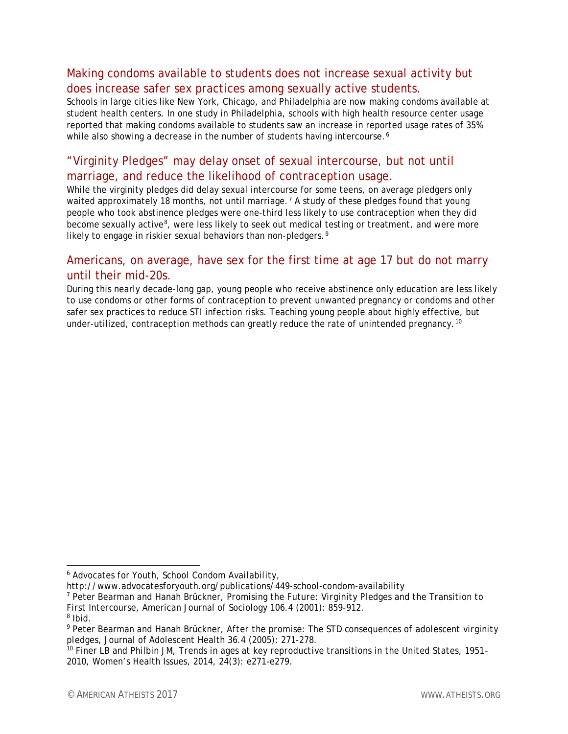## Making condoms available to students does not increase sexual activity but does increase safer sex practices among sexually active students.

Schools in large cities like New York, Chicago, and Philadelphia are now making condoms available at student health centers. In one study in Philadelphia, schools with high health resource center usage reported that making condoms available to students saw an increase in reported usage rates of 35% while also showing a decrease in the number of students having intercourse.[6]

## "Virginity Pledges" may delay onset of sexual intercourse, but not until marriage, and reduce the likelihood of contraception usage.

While the virginity pledges did delay sexual intercourse for some teens, on average pledgers only waited approximately 18 months, not until marriage.[7] A study of these pledges found that young people who took abstinence pledges were one-third less likely to use contraception when they did become sexually active[8], were less likely to seek out medical testing or treatment, and were more likely to engage in riskier sexual behaviors than non-pledgers.[9]

## Americans, on average, have sex for the first time at age 17 but do not marry until their mid-20s.

During this nearly decade-long gap, young people who receive abstinence only education are less likely to use condoms or other forms of contraception to prevent unwanted pregnancy or condoms and other safer sex practices to reduce STI infection risks. Teaching young people about highly effective, but under-utilized, contraception methods can greatly reduce the rate of unintended pregnancy.[10]

---

[6] Advocates for Youth, School Condom Availability, http://www.advocatesforyouth.org/publications/449-school-condom-availability

[7] Peter Bearman and Hanah Brückner, *Promising the Future: Virginity Pledges and the Transition to First Intercourse*, American Journal of Sociology 106.4 (2001): 859-912.

[8] Ibid.

[9] Peter Bearman and Hanah Brückner, *After the promise: The STD consequences of adolescent virginity pledges*, Journal of Adolescent Health 36.4 (2005): 271-278.

[10] Finer LB and Philbin JM, *Trends in ages at key reproductive transitions in the United States, 1951–2010*, Women's Health Issues, 2014, 24(3): e271-e279.